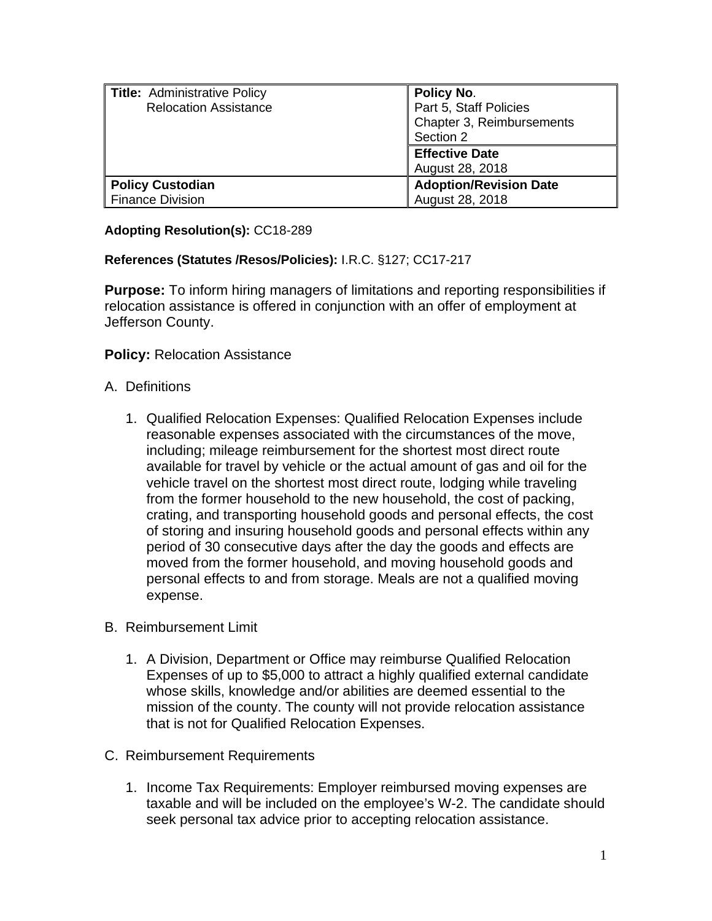| **Title:** Administrative Policy<br>Relocation Assistance | **Policy No**.<br>Part 5, Staff Policies<br>Chapter 3, Reimbursements<br>Section 2 |
| --- | --- |
| | **Effective Date**<br>August 28, 2018 |
| **Policy Custodian**<br>Finance Division | **Adoption/Revision Date**<br>August 28, 2018 |

**Adopting Resolution(s):** CC18-289

**References (Statutes /Resos/Policies):** I.R.C. §127; CC17-217

**Purpose:** To inform hiring managers of limitations and reporting responsibilities if relocation assistance is offered in conjunction with an offer of employment at Jefferson County.

**Policy:** Relocation Assistance

A. Definitions

   1. Qualified Relocation Expenses: Qualified Relocation Expenses include reasonable expenses associated with the circumstances of the move, including; mileage reimbursement for the shortest most direct route available for travel by vehicle or the actual amount of gas and oil for the vehicle travel on the shortest most direct route, lodging while traveling from the former household to the new household, the cost of packing, crating, and transporting household goods and personal effects, the cost of storing and insuring household goods and personal effects within any period of 30 consecutive days after the day the goods and effects are moved from the former household, and moving household goods and personal effects to and from storage. Meals are not a qualified moving expense.

B. Reimbursement Limit

   1. A Division, Department or Office may reimburse Qualified Relocation Expenses of up to $5,000 to attract a highly qualified external candidate whose skills, knowledge and/or abilities are deemed essential to the mission of the county. The county will not provide relocation assistance that is not for Qualified Relocation Expenses.

C. Reimbursement Requirements

   1. Income Tax Requirements: Employer reimbursed moving expenses are taxable and will be included on the employee's W-2. The candidate should seek personal tax advice prior to accepting relocation assistance.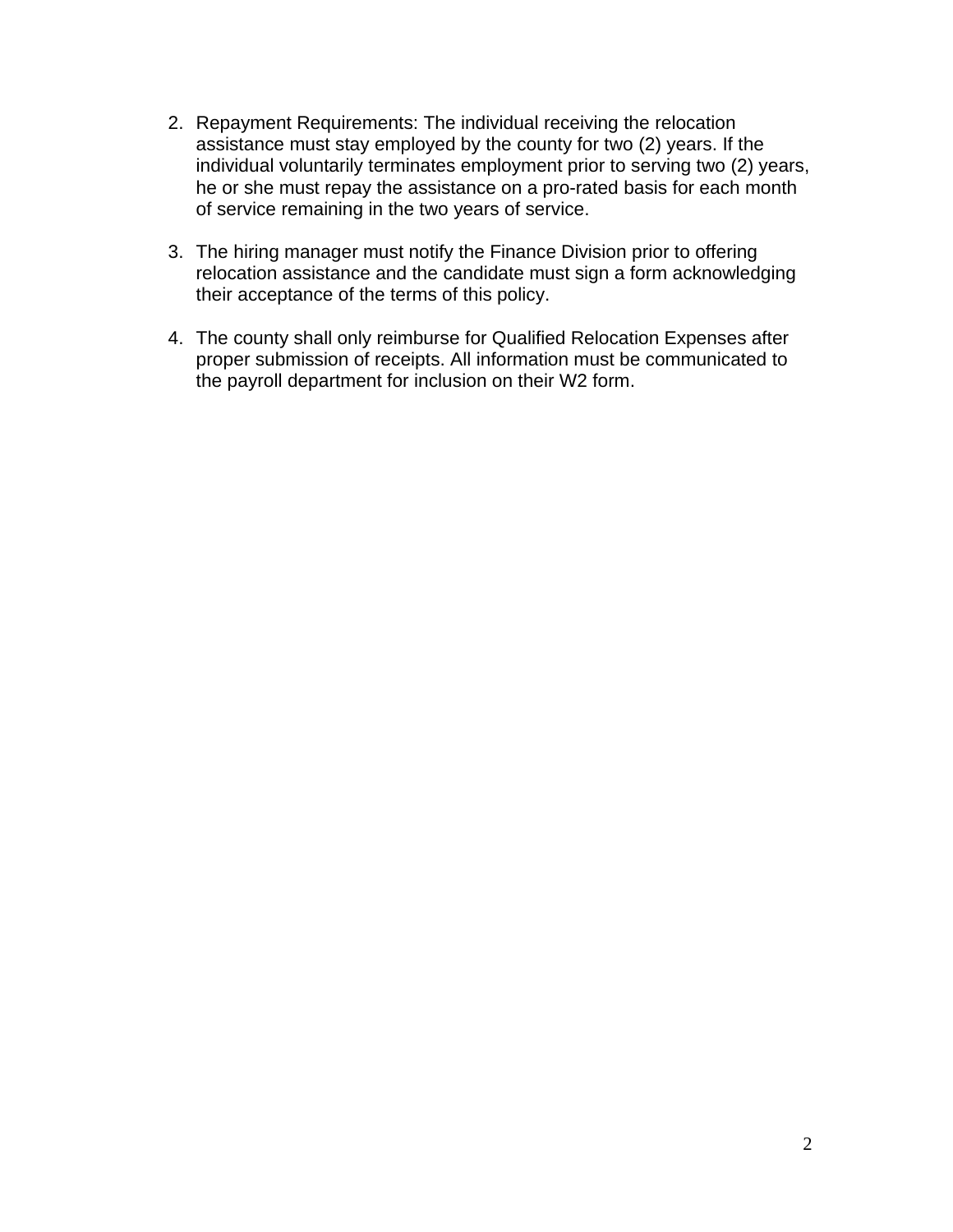2. Repayment Requirements: The individual receiving the relocation assistance must stay employed by the county for two (2) years. If the individual voluntarily terminates employment prior to serving two (2) years, he or she must repay the assistance on a pro-rated basis for each month of service remaining in the two years of service.

3. The hiring manager must notify the Finance Division prior to offering relocation assistance and the candidate must sign a form acknowledging their acceptance of the terms of this policy.

4. The county shall only reimburse for Qualified Relocation Expenses after proper submission of receipts. All information must be communicated to the payroll department for inclusion on their W2 form.